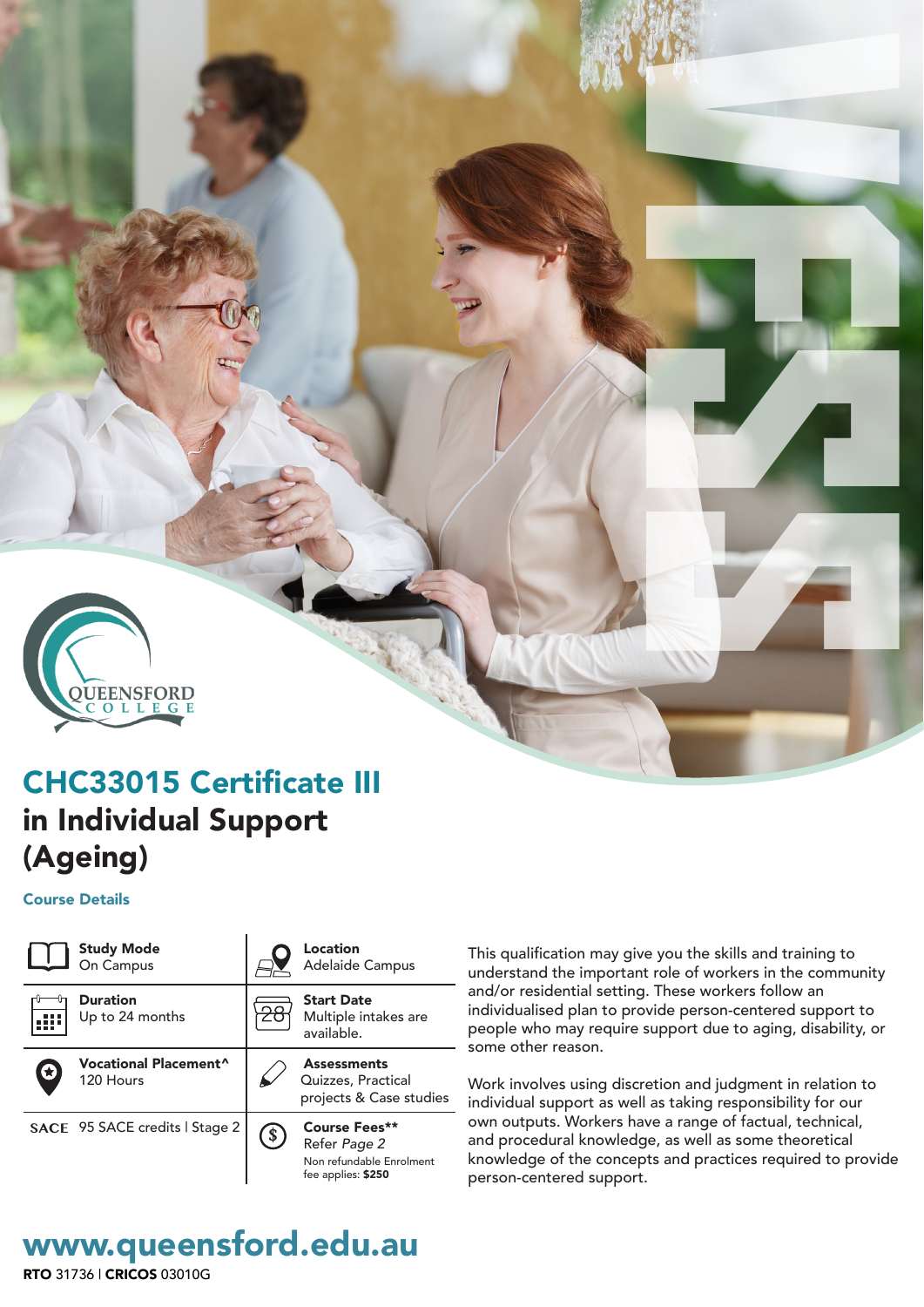QUEENSFORD COLLEGE

# CHC33015 Certificate III in Individual Support (Ageing)

## Course Details

| | |
|---|---|
| **Study Mode** On Campus | **Location** Adelaide Campus |
| **Duration** Up to 24 months | **Start Date** Multiple intakes are available. |
| **Vocational Placement^** 120 Hours | **Assessments** Quizzes, Practical projects & Case studies |
| SACE 95 SACE credits \| Stage 2 | **Course Fees**** Refer *Page 2* Non refundable Enrolment fee applies: **$250** |

This qualification may give you the skills and training to understand the important role of workers in the community and/or residential setting. These workers follow an individualised plan to provide person-centered support to people who may require support due to aging, disability, or some other reason.

Work involves using discretion and judgment in relation to individual support as well as taking responsibility for our own outputs. Workers have a range of factual, technical, and procedural knowledge, as well as some theoretical knowledge of the concepts and practices required to provide person-centered support.

**www.queensford.edu.au**

**RTO** 31736 | **CRICOS** 03010G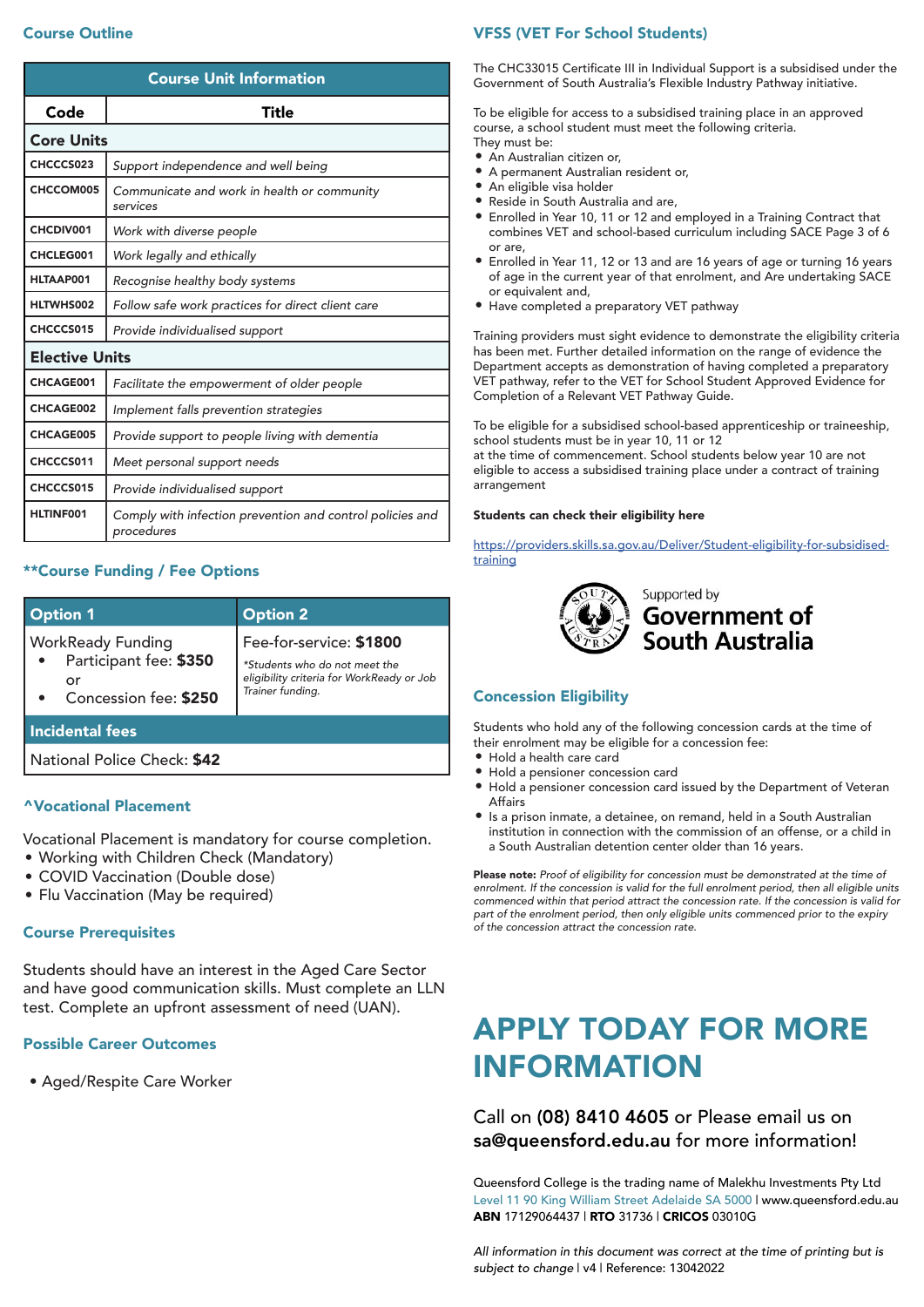## Course Outline

| Course Unit Information | |
|---|---|
| **Code** | **Title** |
| **Core Units** | |
| CHCCCS023 | *Support independence and well being* |
| CHCCOM005 | *Communicate and work in health or community services* |
| CHCDIV001 | *Work with diverse people* |
| CHCLEG001 | *Work legally and ethically* |
| HLTAAP001 | *Recognise healthy body systems* |
| HLTWHS002 | *Follow safe work practices for direct client care* |
| CHCCCS015 | *Provide individualised support* |
| **Elective Units** | |
| CHCAGE001 | *Facilitate the empowerment of older people* |
| CHCAGE002 | *Implement falls prevention strategies* |
| CHCAGE005 | *Provide support to people living with dementia* |
| CHCCCS011 | *Meet personal support needs* |
| CHCCCS015 | *Provide individualised support* |
| HLTINF001 | *Comply with infection prevention and control policies and procedures* |

## **Course Funding / Fee Options

| Option 1 | Option 2 |
|---|---|
| WorkReady Funding<br>• Participant fee: **$350**<br>or<br>• Concession fee: **$250** | Fee-for-service: **$1800**<br>*\*Students who do not meet the eligibility criteria for WorkReady or Job Trainer funding.* |
| **Incidental fees** | |
| National Police Check: **$42** | |

## ^Vocational Placement

Vocational Placement is mandatory for course completion.

- Working with Children Check (Mandatory)
- COVID Vaccination (Double dose)
- Flu Vaccination (May be required)

## Course Prerequisites

Students should have an interest in the Aged Care Sector and have good communication skills. Must complete an LLN test. Complete an upfront assessment of need (UAN).

## Possible Career Outcomes

- Aged/Respite Care Worker

## VFSS (VET For School Students)

The CHC33015 Certificate III in Individual Support is a subsidised under the Government of South Australia's Flexible Industry Pathway initiative.

To be eligible for access to a subsidised training place in an approved course, a school student must meet the following criteria.
They must be:

- An Australian citizen or,
- A permanent Australian resident or,
- An eligible visa holder
- Reside in South Australia and are,
- Enrolled in Year 10, 11 or 12 and employed in a Training Contract that combines VET and school-based curriculum including SACE Page 3 of 6 or are,
- Enrolled in Year 11, 12 or 13 and are 16 years of age or turning 16 years of age in the current year of that enrolment, and Are undertaking SACE or equivalent and,
- Have completed a preparatory VET pathway

Training providers must sight evidence to demonstrate the eligibility criteria has been met. Further detailed information on the range of evidence the Department accepts as demonstration of having completed a preparatory VET pathway, refer to the VET for School Student Approved Evidence for Completion of a Relevant VET Pathway Guide.

To be eligible for a subsidised school-based apprenticeship or traineeship, school students must be in year 10, 11 or 12
at the time of commencement. School students below year 10 are not eligible to access a subsidised training place under a contract of training arrangement

**Students can check their eligibility here**

https://providers.skills.sa.gov.au/Deliver/Student-eligibility-for-subsidised-training

Supported by
**Government of South Australia**

## Concession Eligibility

Students who hold any of the following concession cards at the time of their enrolment may be eligible for a concession fee:

- Hold a health care card
- Hold a pensioner concession card
- Hold a pensioner concession card issued by the Department of Veteran Affairs
- Is a prison inmate, a detainee, on remand, held in a South Australian institution in connection with the commission of an offense, or a child in a South Australian detention center older than 16 years.

**Please note:** *Proof of eligibility for concession must be demonstrated at the time of enrolment. If the concession is valid for the full enrolment period, then all eligible units commenced within that period attract the concession rate. If the concession is valid for part of the enrolment period, then only eligible units commenced prior to the expiry of the concession attract the concession rate.*

# APPLY TODAY FOR MORE INFORMATION

Call on **(08) 8410 4605** or Please email us on **sa@queensford.edu.au** for more information!

Queensford College is the trading name of Malekhu Investments Pty Ltd
Level 11 90 King William Street Adelaide SA 5000 | www.queensford.edu.au
**ABN** 17129064437 | **RTO** 31736 | **CRICOS** 03010G

*All information in this document was correct at the time of printing but is subject to change* | v4 | Reference: 13042022